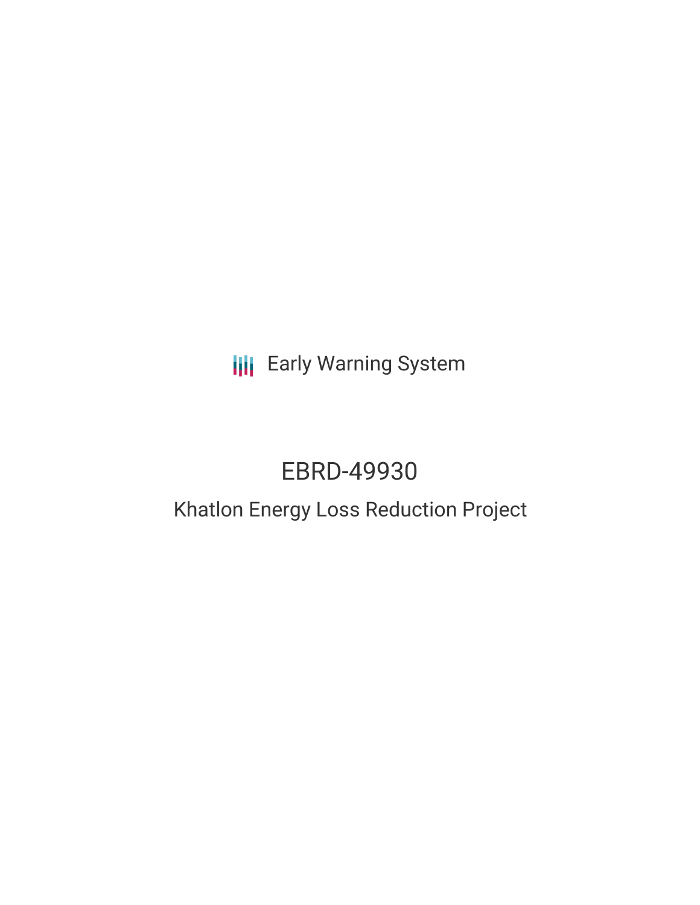Early Warning System

# EBRD-49930

## Khatlon Energy Loss Reduction Project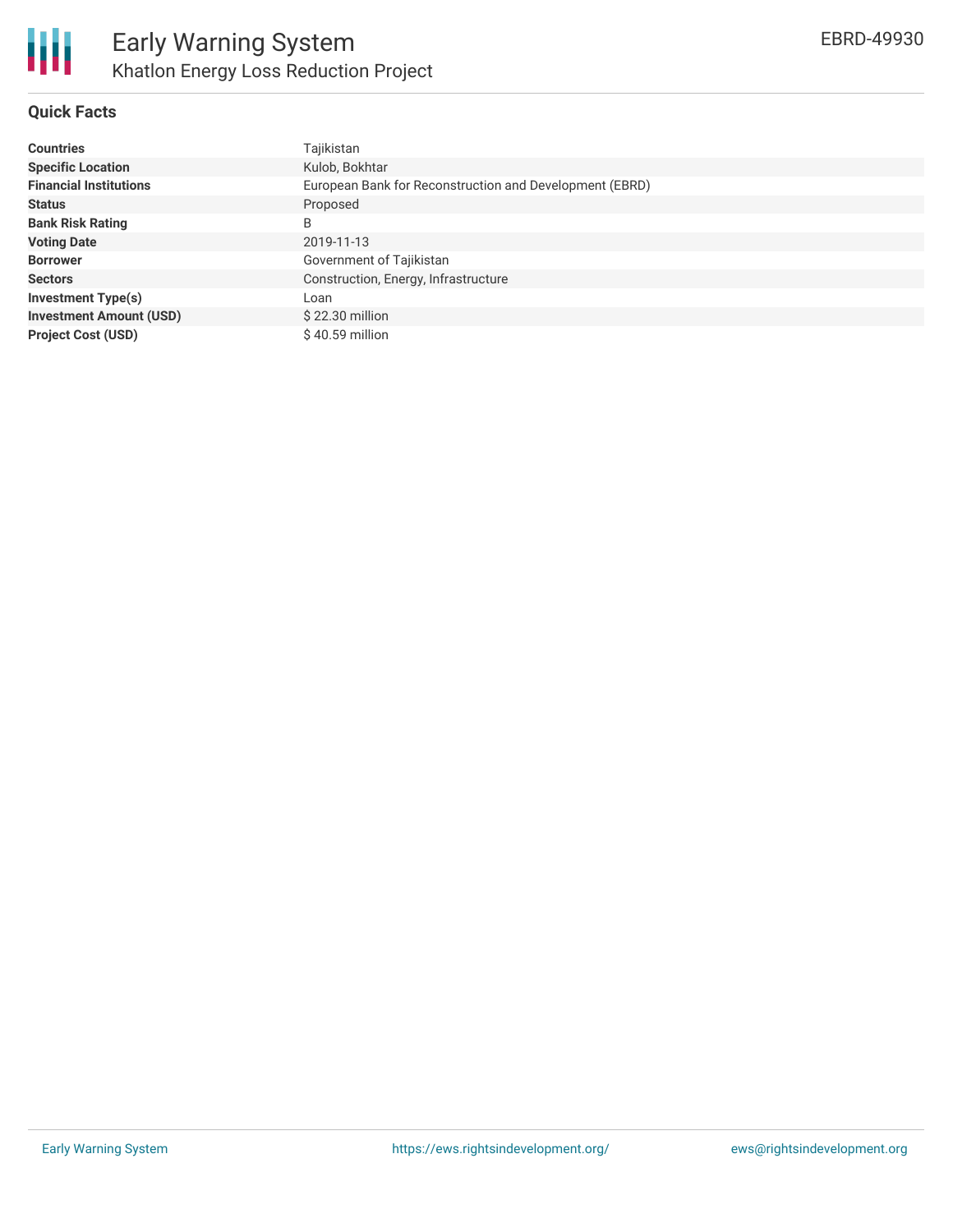# Early Warning System

## Khatlon Energy Loss Reduction Project

EBRD-49930

### Quick Facts

| | |
|---|---|
| **Countries** | Tajikistan |
| **Specific Location** | Kulob, Bokhtar |
| **Financial Institutions** | European Bank for Reconstruction and Development (EBRD) |
| **Status** | Proposed |
| **Bank Risk Rating** | B |
| **Voting Date** | 2019-11-13 |
| **Borrower** | Government of Tajikistan |
| **Sectors** | Construction, Energy, Infrastructure |
| **Investment Type(s)** | Loan |
| **Investment Amount (USD)** | $ 22.30 million |
| **Project Cost (USD)** | $ 40.59 million |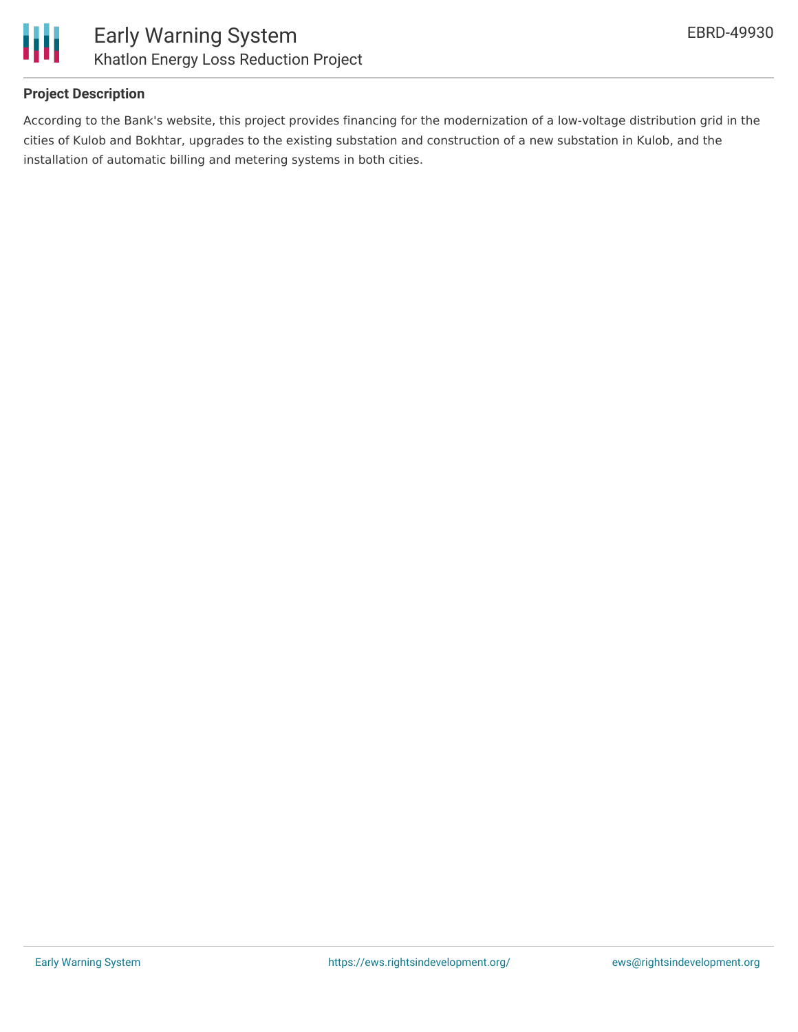## Project Description

According to the Bank's website, this project provides financing for the modernization of a low-voltage distribution grid in the cities of Kulob and Bokhtar, upgrades to the existing substation and construction of a new substation in Kulob, and the installation of automatic billing and metering systems in both cities.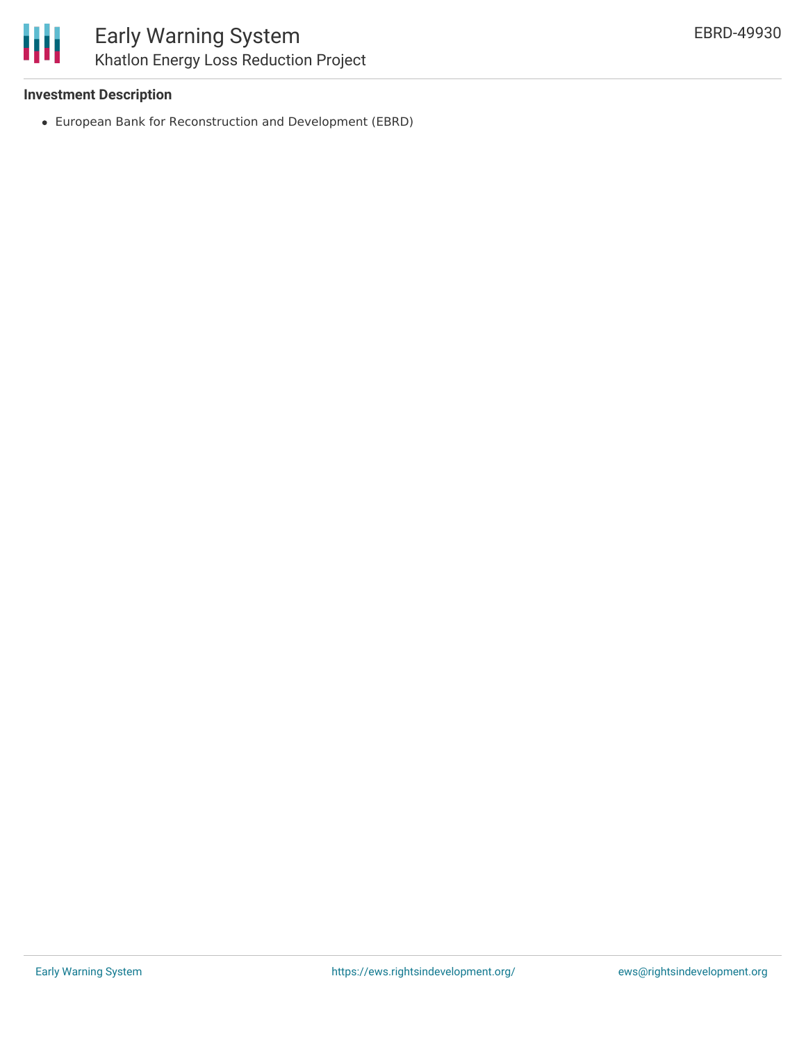**Investment Description**

- European Bank for Reconstruction and Development (EBRD)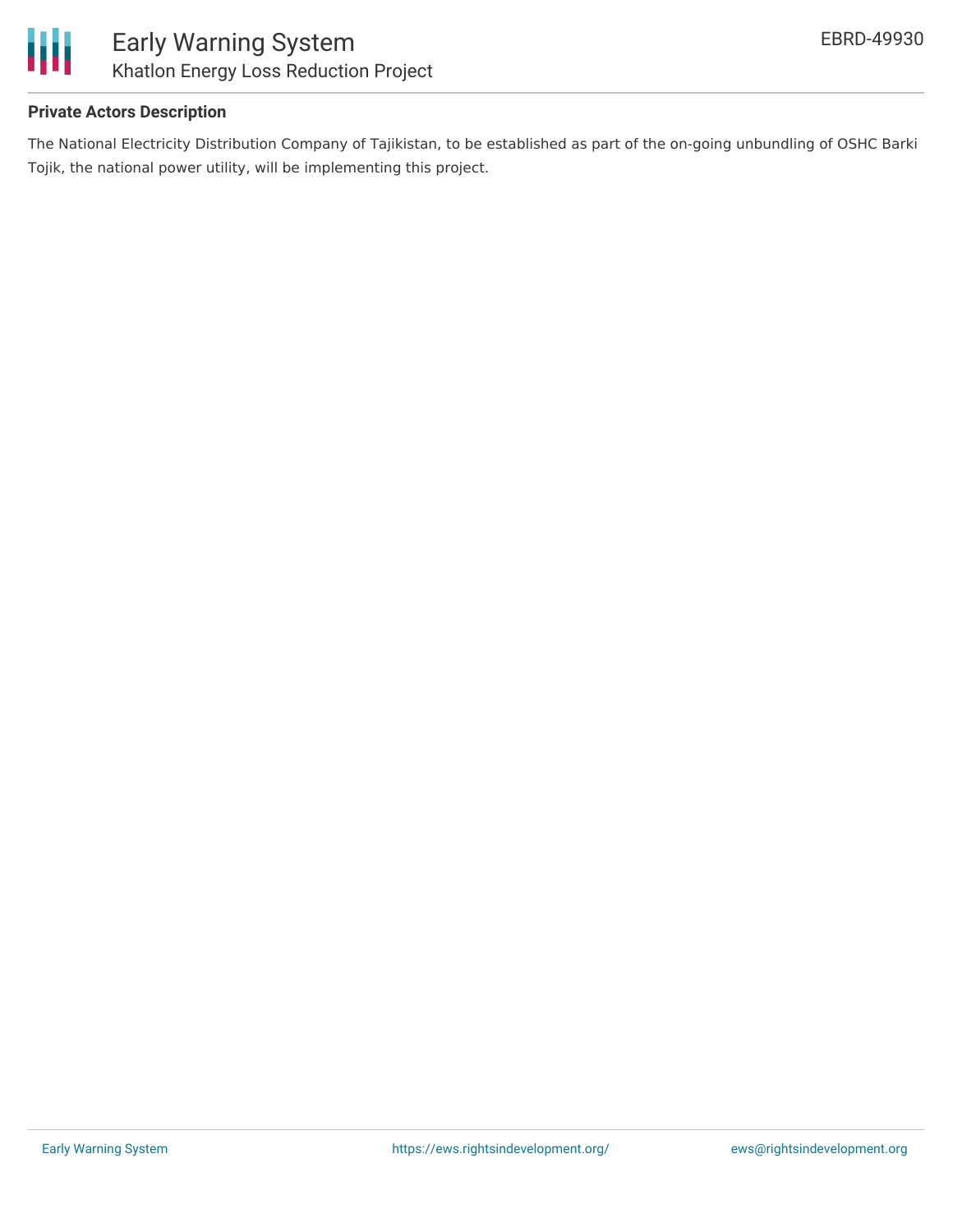**Private Actors Description**

The National Electricity Distribution Company of Tajikistan, to be established as part of the on-going unbundling of OSHC Barki Tojik, the national power utility, will be implementing this project.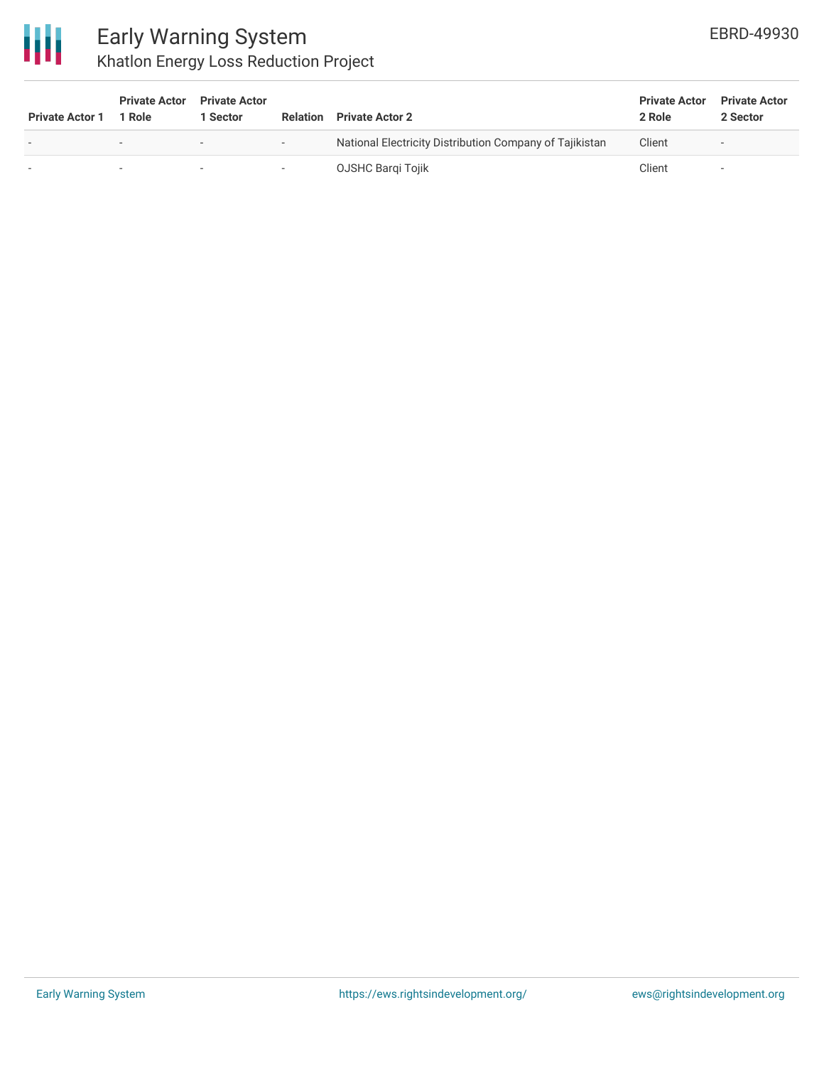| Private Actor 1 | Private Actor 1 Role | Private Actor 1 Sector | Relation | Private Actor 2 | Private Actor 2 Role | Private Actor 2 Sector |
|---|---|---|---|---|---|---|
| - | - | - | - | National Electricity Distribution Company of Tajikistan | Client | - |
| - | - | - | - | OJSHC Barqi Tojik | Client | - |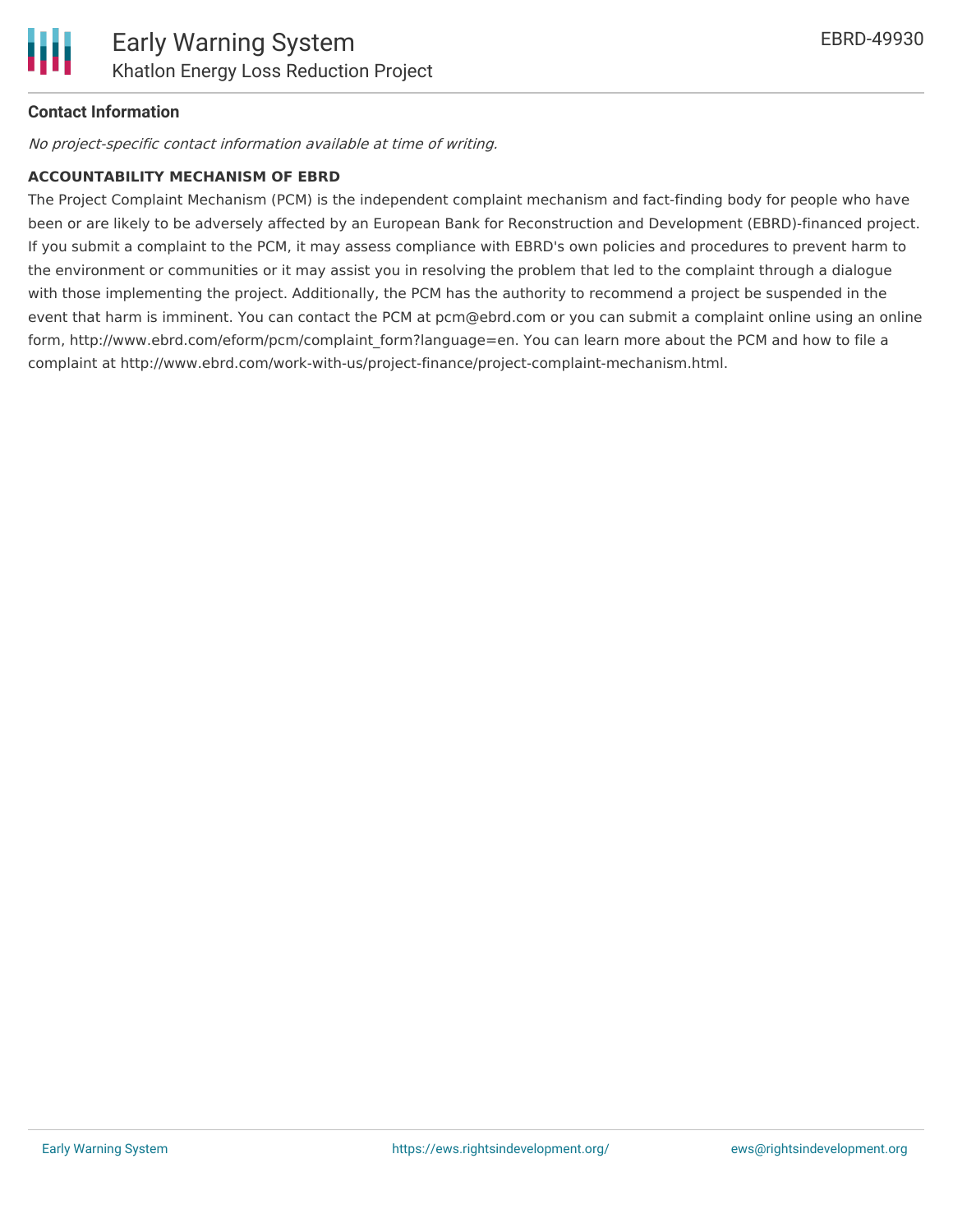### Contact Information

*No project-specific contact information available at time of writing.*

**ACCOUNTABILITY MECHANISM OF EBRD**

The Project Complaint Mechanism (PCM) is the independent complaint mechanism and fact-finding body for people who have been or are likely to be adversely affected by an European Bank for Reconstruction and Development (EBRD)-financed project. If you submit a complaint to the PCM, it may assess compliance with EBRD's own policies and procedures to prevent harm to the environment or communities or it may assist you in resolving the problem that led to the complaint through a dialogue with those implementing the project. Additionally, the PCM has the authority to recommend a project be suspended in the event that harm is imminent. You can contact the PCM at pcm@ebrd.com or you can submit a complaint online using an online form, http://www.ebrd.com/eform/pcm/complaint_form?language=en. You can learn more about the PCM and how to file a complaint at http://www.ebrd.com/work-with-us/project-finance/project-complaint-mechanism.html.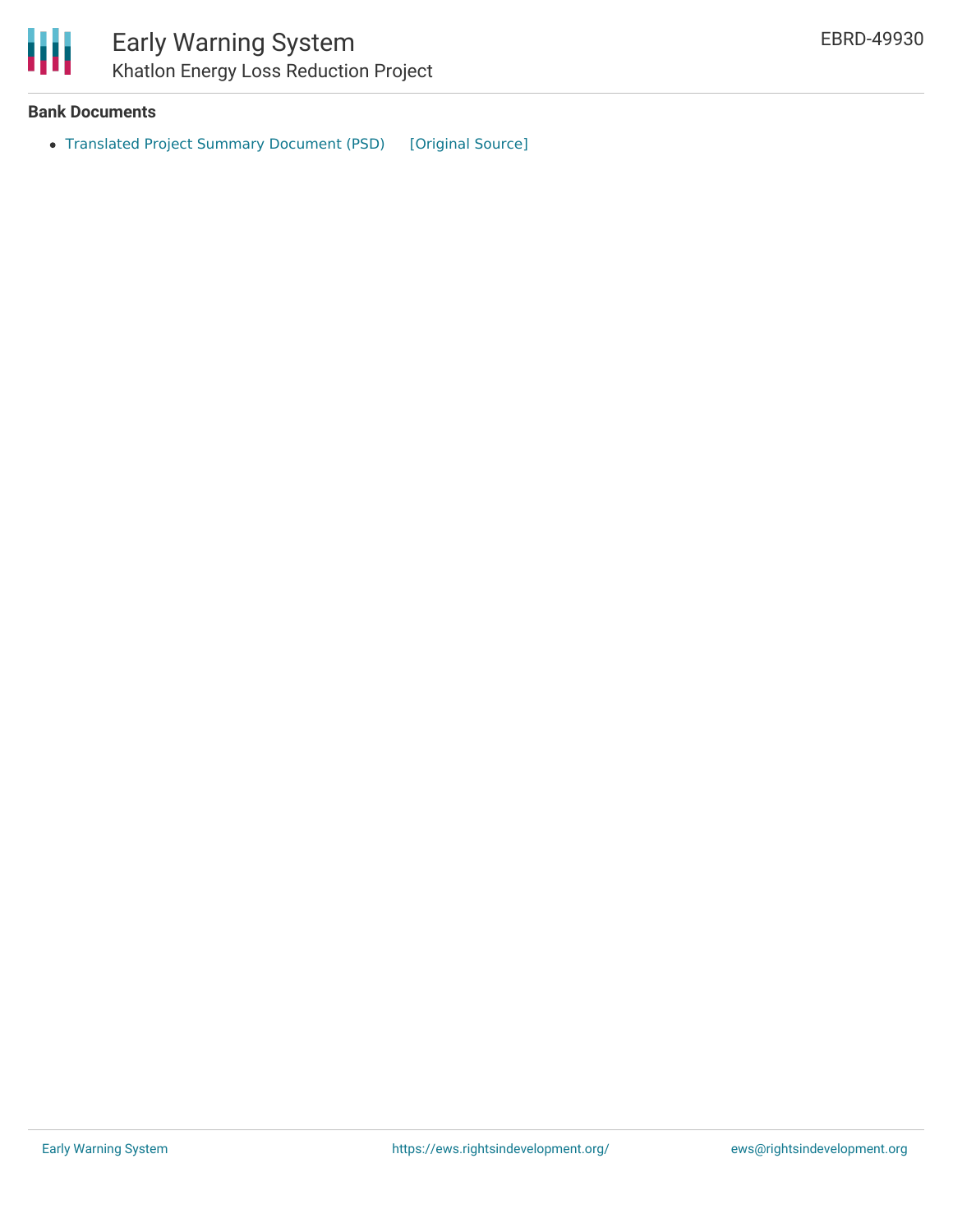**Bank Documents**

- Translated Project Summary Document (PSD) [Original Source]